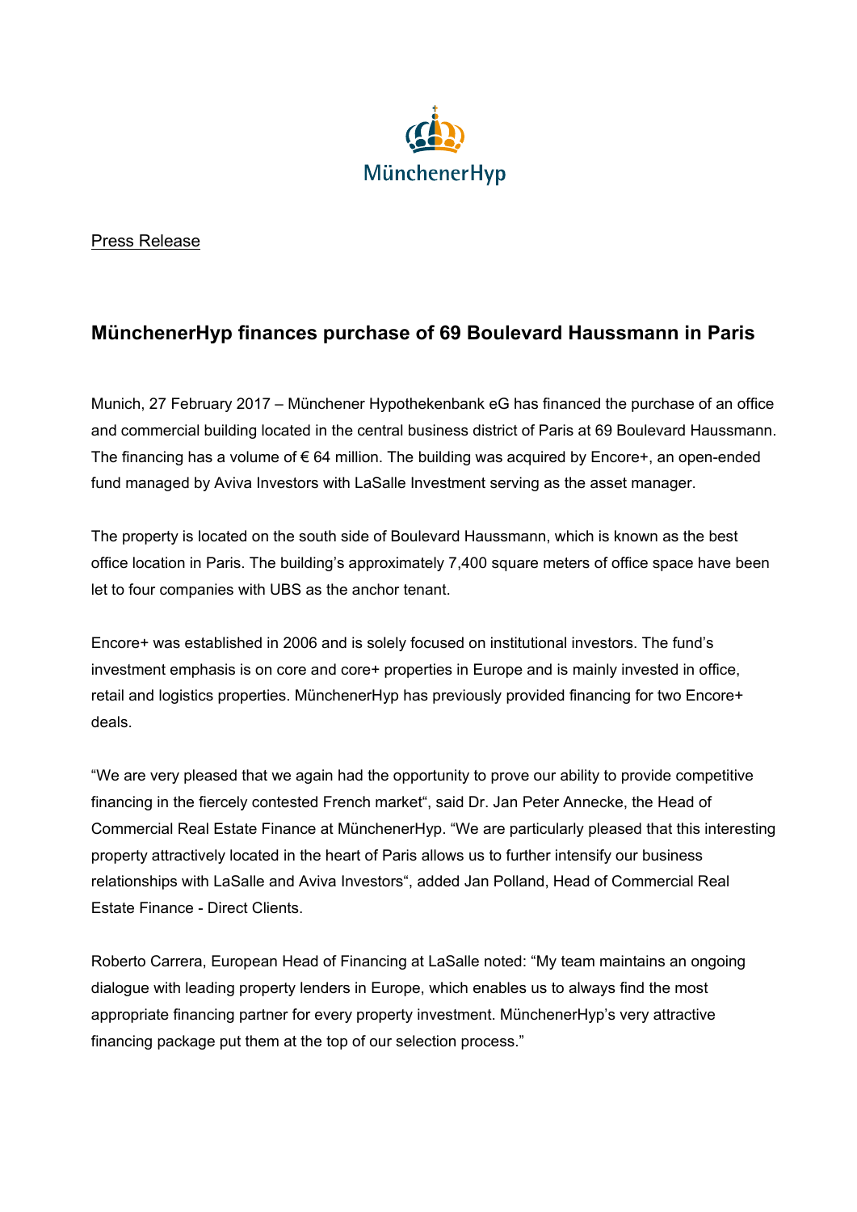MünchenerHyp

Press Release

## MünchenerHyp finances purchase of 69 Boulevard Haussmann in Paris

Munich, 27 February 2017 – Münchener Hypothekenbank eG has financed the purchase of an office and commercial building located in the central business district of Paris at 69 Boulevard Haussmann. The financing has a volume of € 64 million. The building was acquired by Encore+, an open-ended fund managed by Aviva Investors with LaSalle Investment serving as the asset manager.

The property is located on the south side of Boulevard Haussmann, which is known as the best office location in Paris. The building's approximately 7,400 square meters of office space have been let to four companies with UBS as the anchor tenant.

Encore+ was established in 2006 and is solely focused on institutional investors. The fund's investment emphasis is on core and core+ properties in Europe and is mainly invested in office, retail and logistics properties. MünchenerHyp has previously provided financing for two Encore+ deals.

"We are very pleased that we again had the opportunity to prove our ability to provide competitive financing in the fiercely contested French market", said Dr. Jan Peter Annecke, the Head of Commercial Real Estate Finance at MünchenerHyp. "We are particularly pleased that this interesting property attractively located in the heart of Paris allows us to further intensify our business relationships with LaSalle and Aviva Investors", added Jan Polland, Head of Commercial Real Estate Finance - Direct Clients.

Roberto Carrera, European Head of Financing at LaSalle noted: "My team maintains an ongoing dialogue with leading property lenders in Europe, which enables us to always find the most appropriate financing partner for every property investment. MünchenerHyp's very attractive financing package put them at the top of our selection process."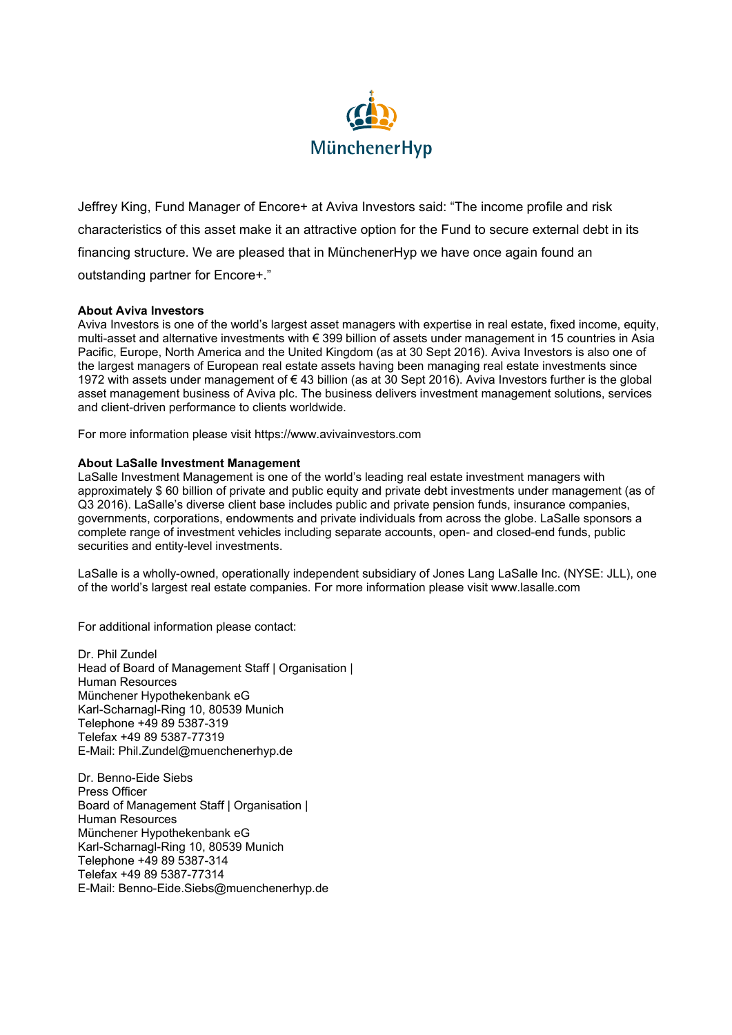Jeffrey King, Fund Manager of Encore+ at Aviva Investors said: "The income profile and risk characteristics of this asset make it an attractive option for the Fund to secure external debt in its financing structure. We are pleased that in MünchenerHyp we have once again found an outstanding partner for Encore+."

**About Aviva Investors**

Aviva Investors is one of the world's largest asset managers with expertise in real estate, fixed income, equity, multi-asset and alternative investments with € 399 billion of assets under management in 15 countries in Asia Pacific, Europe, North America and the United Kingdom (as at 30 Sept 2016). Aviva Investors is also one of the largest managers of European real estate assets having been managing real estate investments since 1972 with assets under management of € 43 billion (as at 30 Sept 2016). Aviva Investors further is the global asset management business of Aviva plc. The business delivers investment management solutions, services and client-driven performance to clients worldwide.

For more information please visit https://www.avivainvestors.com

**About LaSalle Investment Management**

LaSalle Investment Management is one of the world's leading real estate investment managers with approximately $ 60 billion of private and public equity and private debt investments under management (as of Q3 2016). LaSalle's diverse client base includes public and private pension funds, insurance companies, governments, corporations, endowments and private individuals from across the globe. LaSalle sponsors a complete range of investment vehicles including separate accounts, open- and closed-end funds, public securities and entity-level investments.

LaSalle is a wholly-owned, operationally independent subsidiary of Jones Lang LaSalle Inc. (NYSE: JLL), one of the world's largest real estate companies. For more information please visit www.lasalle.com

For additional information please contact:

Dr. Phil Zundel
Head of Board of Management Staff | Organisation |
Human Resources
Münchener Hypothekenbank eG
Karl-Scharnagl-Ring 10, 80539 Munich
Telephone +49 89 5387-319
Telefax +49 89 5387-77319
E-Mail: Phil.Zundel@muenchenerhyp.de

Dr. Benno-Eide Siebs
Press Officer
Board of Management Staff | Organisation |
Human Resources
Münchener Hypothekenbank eG
Karl-Scharnagl-Ring 10, 80539 Munich
Telephone +49 89 5387-314
Telefax +49 89 5387-77314
E-Mail: Benno-Eide.Siebs@muenchenerhyp.de